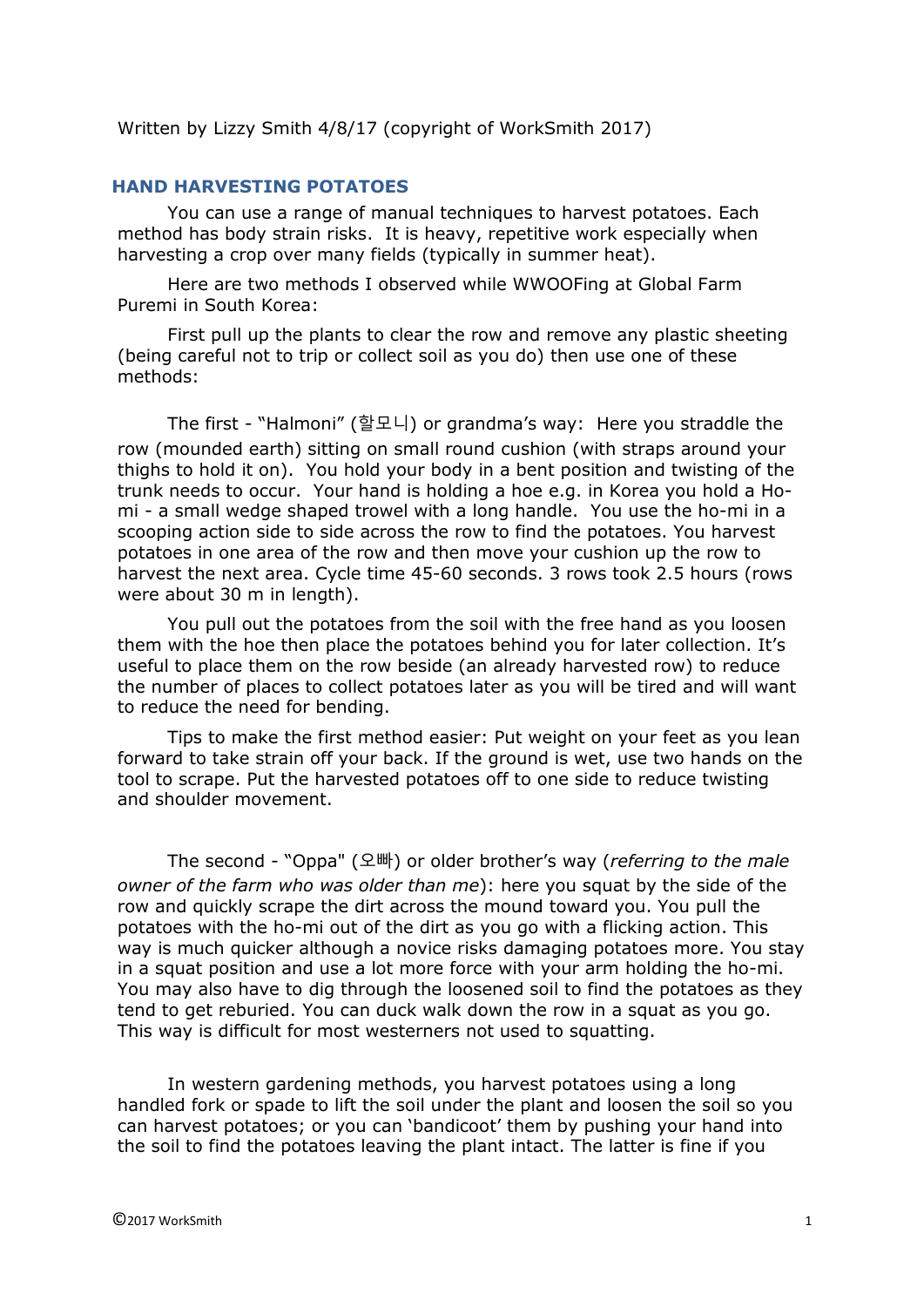Written by Lizzy Smith 4/8/17 (copyright of WorkSmith 2017)

## HAND HARVESTING POTATOES

You can use a range of manual techniques to harvest potatoes. Each method has body strain risks. It is heavy, repetitive work especially when harvesting a crop over many fields (typically in summer heat).

Here are two methods I observed while WWOOFing at Global Farm Puremi in South Korea:

First pull up the plants to clear the row and remove any plastic sheeting (being careful not to trip or collect soil as you do) then use one of these methods:

The first - "Halmoni" (할모니) or grandma's way: Here you straddle the row (mounded earth) sitting on small round cushion (with straps around your thighs to hold it on). You hold your body in a bent position and twisting of the trunk needs to occur. Your hand is holding a hoe e.g. in Korea you hold a Ho-mi - a small wedge shaped trowel with a long handle. You use the ho-mi in a scooping action side to side across the row to find the potatoes. You harvest potatoes in one area of the row and then move your cushion up the row to harvest the next area. Cycle time 45-60 seconds. 3 rows took 2.5 hours (rows were about 30 m in length).

You pull out the potatoes from the soil with the free hand as you loosen them with the hoe then place the potatoes behind you for later collection. It's useful to place them on the row beside (an already harvested row) to reduce the number of places to collect potatoes later as you will be tired and will want to reduce the need for bending.

Tips to make the first method easier: Put weight on your feet as you lean forward to take strain off your back. If the ground is wet, use two hands on the tool to scrape. Put the harvested potatoes off to one side to reduce twisting and shoulder movement.

The second - "Oppa" (오빠) or older brother's way (*referring to the male owner of the farm who was older than me*): here you squat by the side of the row and quickly scrape the dirt across the mound toward you. You pull the potatoes with the ho-mi out of the dirt as you go with a flicking action. This way is much quicker although a novice risks damaging potatoes more. You stay in a squat position and use a lot more force with your arm holding the ho-mi. You may also have to dig through the loosened soil to find the potatoes as they tend to get reburied. You can duck walk down the row in a squat as you go. This way is difficult for most westerners not used to squatting.

In western gardening methods, you harvest potatoes using a long handled fork or spade to lift the soil under the plant and loosen the soil so you can harvest potatoes; or you can 'bandicoot' them by pushing your hand into the soil to find the potatoes leaving the plant intact. The latter is fine if you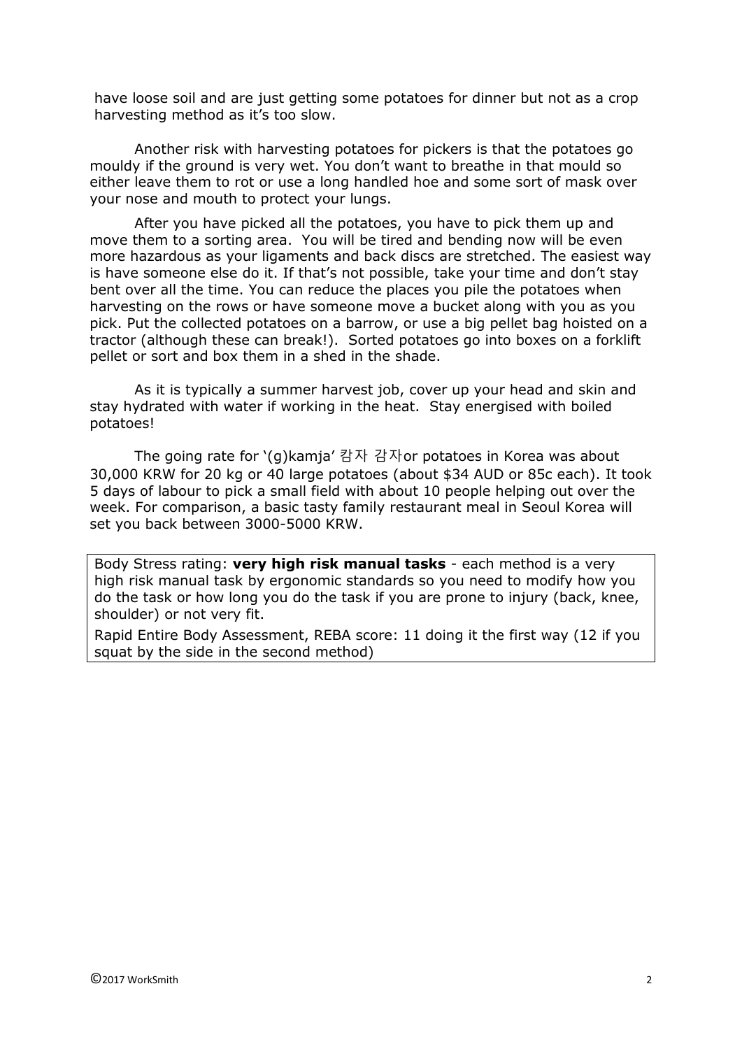have loose soil and are just getting some potatoes for dinner but not as a crop harvesting method as it's too slow.

Another risk with harvesting potatoes for pickers is that the potatoes go mouldy if the ground is very wet. You don't want to breathe in that mould so either leave them to rot or use a long handled hoe and some sort of mask over your nose and mouth to protect your lungs.

After you have picked all the potatoes, you have to pick them up and move them to a sorting area. You will be tired and bending now will be even more hazardous as your ligaments and back discs are stretched. The easiest way is have someone else do it. If that's not possible, take your time and don't stay bent over all the time. You can reduce the places you pile the potatoes when harvesting on the rows or have someone move a bucket along with you as you pick. Put the collected potatoes on a barrow, or use a big pellet bag hoisted on a tractor (although these can break!). Sorted potatoes go into boxes on a forklift pellet or sort and box them in a shed in the shade.

As it is typically a summer harvest job, cover up your head and skin and stay hydrated with water if working in the heat. Stay energised with boiled potatoes!

The going rate for '(g)kamja' 캄자 감자or potatoes in Korea was about 30,000 KRW for 20 kg or 40 large potatoes (about $34 AUD or 85c each). It took 5 days of labour to pick a small field with about 10 people helping out over the week. For comparison, a basic tasty family restaurant meal in Seoul Korea will set you back between 3000-5000 KRW.

> Body Stress rating: **very high risk manual tasks** - each method is a very high risk manual task by ergonomic standards so you need to modify how you do the task or how long you do the task if you are prone to injury (back, knee, shoulder) or not very fit.
>
> Rapid Entire Body Assessment, REBA score: 11 doing it the first way (12 if you squat by the side in the second method)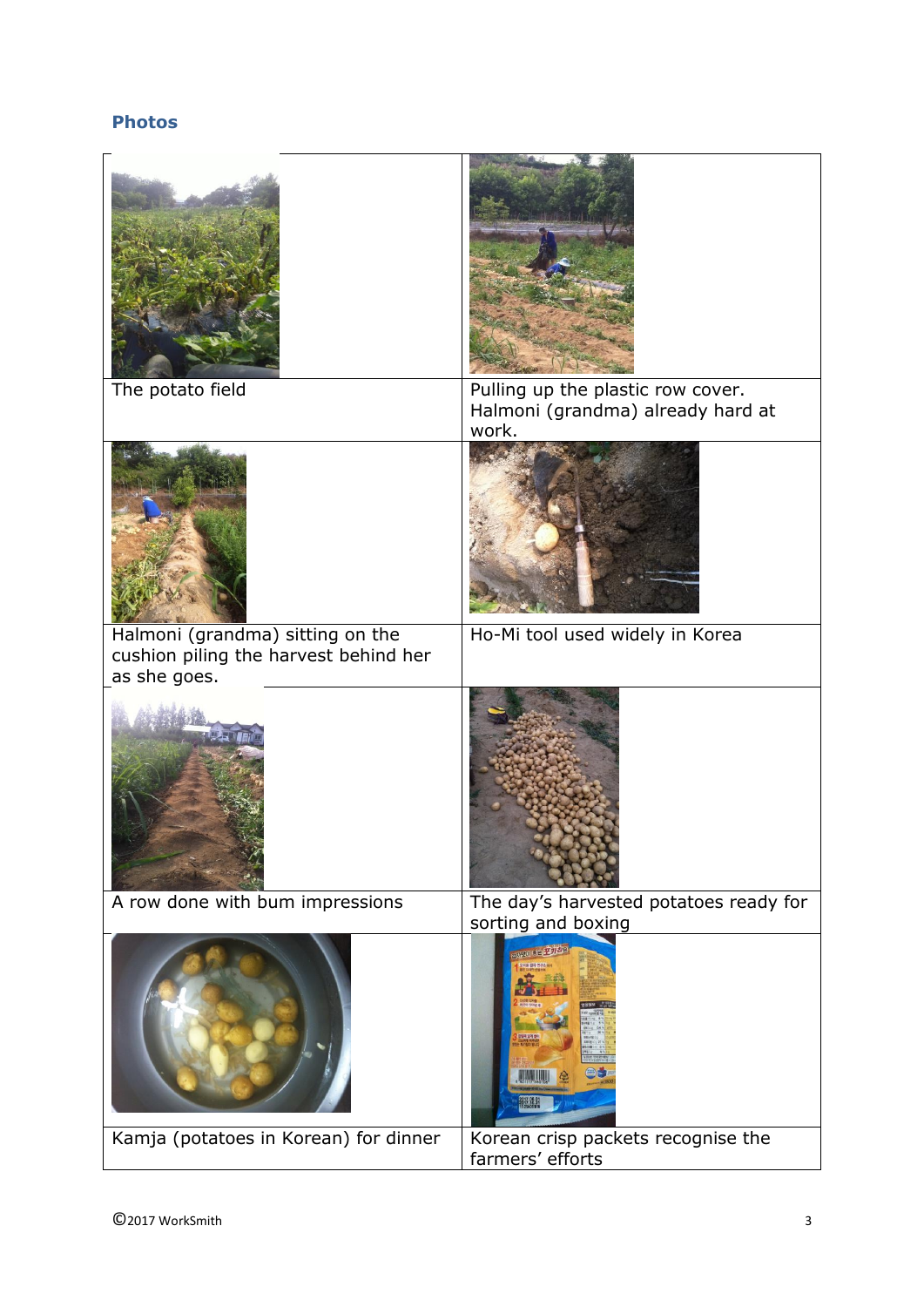## Photos

| | |
|---|---|
| The potato field | Pulling up the plastic row cover. Halmoni (grandma) already hard at work. |
| Halmoni (grandma) sitting on the cushion piling the harvest behind her as she goes. | Ho-Mi tool used widely in Korea |
| A row done with bum impressions | The day's harvested potatoes ready for sorting and boxing |
| Kamja (potatoes in Korean) for dinner | Korean crisp packets recognise the farmers' efforts |

©2017 WorkSmith